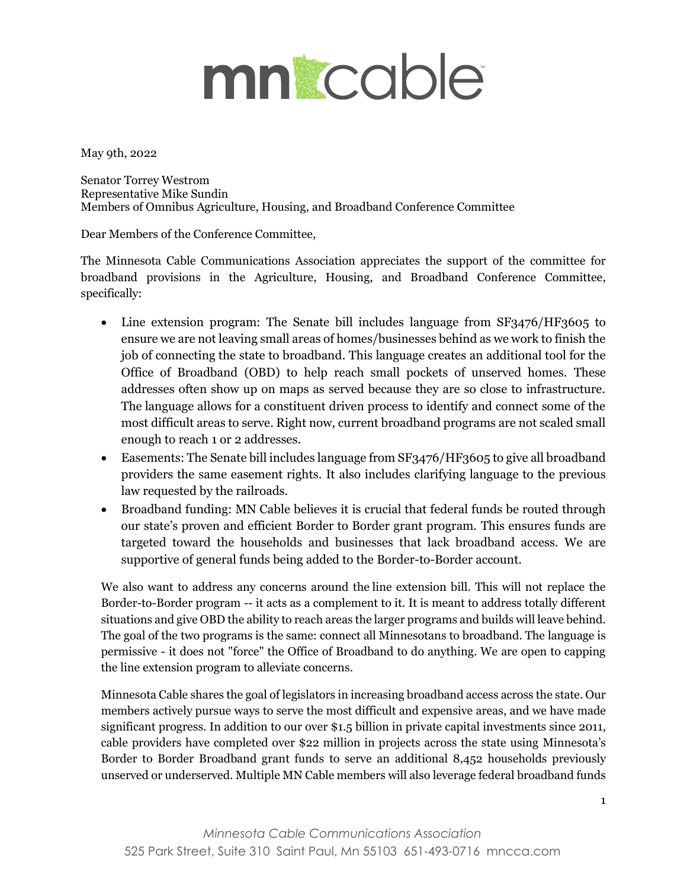# mncable

May 9th, 2022

Senator Torrey Westrom
Representative Mike Sundin
Members of Omnibus Agriculture, Housing, and Broadband Conference Committee

Dear Members of the Conference Committee,

The Minnesota Cable Communications Association appreciates the support of the committee for broadband provisions in the Agriculture, Housing, and Broadband Conference Committee, specifically:

- Line extension program: The Senate bill includes language from SF3476/HF3605 to ensure we are not leaving small areas of homes/businesses behind as we work to finish the job of connecting the state to broadband. This language creates an additional tool for the Office of Broadband (OBD) to help reach small pockets of unserved homes. These addresses often show up on maps as served because they are so close to infrastructure. The language allows for a constituent driven process to identify and connect some of the most difficult areas to serve. Right now, current broadband programs are not scaled small enough to reach 1 or 2 addresses.
- Easements: The Senate bill includes language from SF3476/HF3605 to give all broadband providers the same easement rights. It also includes clarifying language to the previous law requested by the railroads.
- Broadband funding: MN Cable believes it is crucial that federal funds be routed through our state's proven and efficient Border to Border grant program. This ensures funds are targeted toward the households and businesses that lack broadband access. We are supportive of general funds being added to the Border-to-Border account.

We also want to address any concerns around the line extension bill. This will not replace the Border-to-Border program -- it acts as a complement to it. It is meant to address totally different situations and give OBD the ability to reach areas the larger programs and builds will leave behind. The goal of the two programs is the same: connect all Minnesotans to broadband. The language is permissive - it does not "force" the Office of Broadband to do anything. We are open to capping the line extension program to alleviate concerns.

Minnesota Cable shares the goal of legislators in increasing broadband access across the state. Our members actively pursue ways to serve the most difficult and expensive areas, and we have made significant progress. In addition to our over $1.5 billion in private capital investments since 2011, cable providers have completed over $22 million in projects across the state using Minnesota's Border to Border Broadband grant funds to serve an additional 8,452 households previously unserved or underserved. Multiple MN Cable members will also leverage federal broadband funds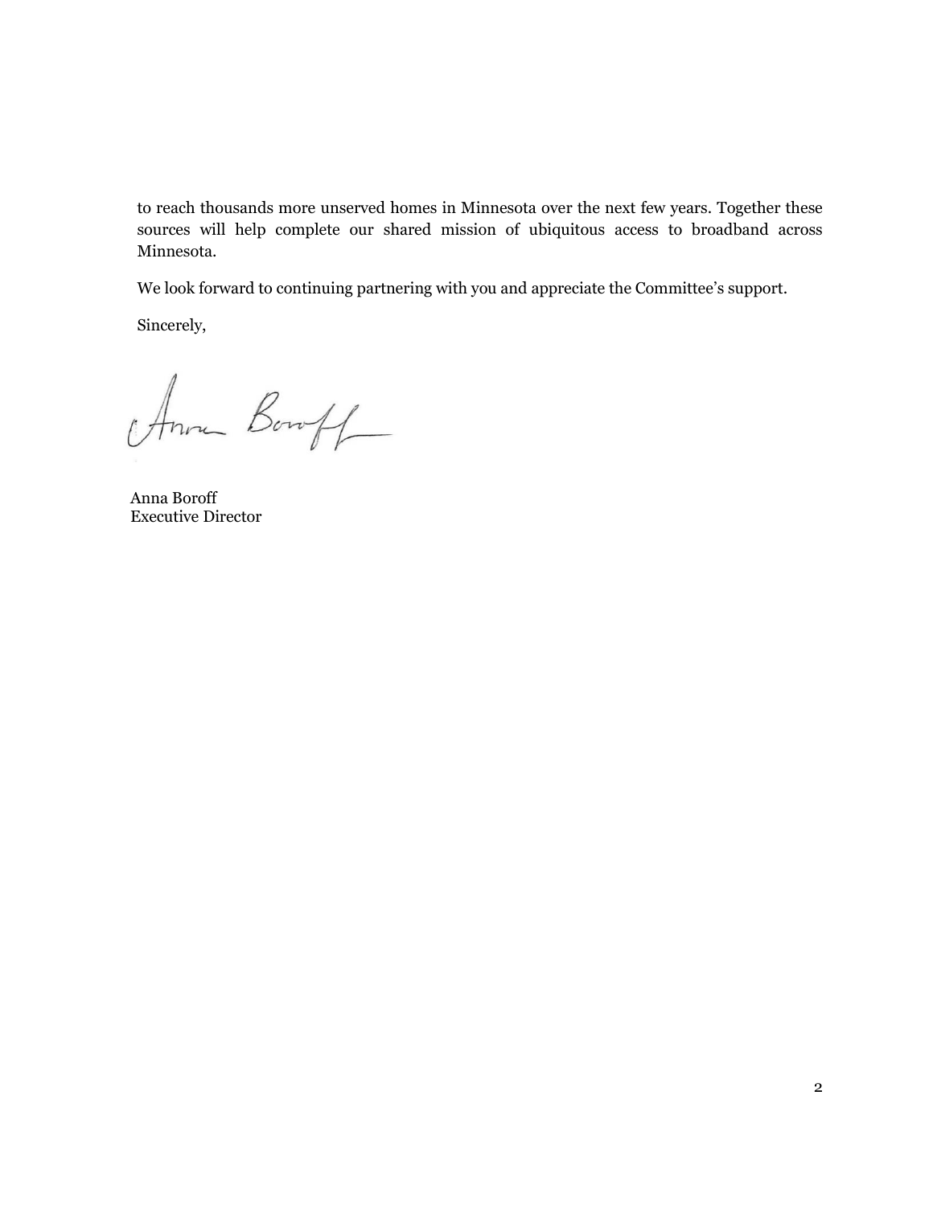to reach thousands more unserved homes in Minnesota over the next few years. Together these sources will help complete our shared mission of ubiquitous access to broadband across Minnesota.

We look forward to continuing partnering with you and appreciate the Committee's support.

Sincerely,

Anna Boroff

Anna Boroff
Executive Director